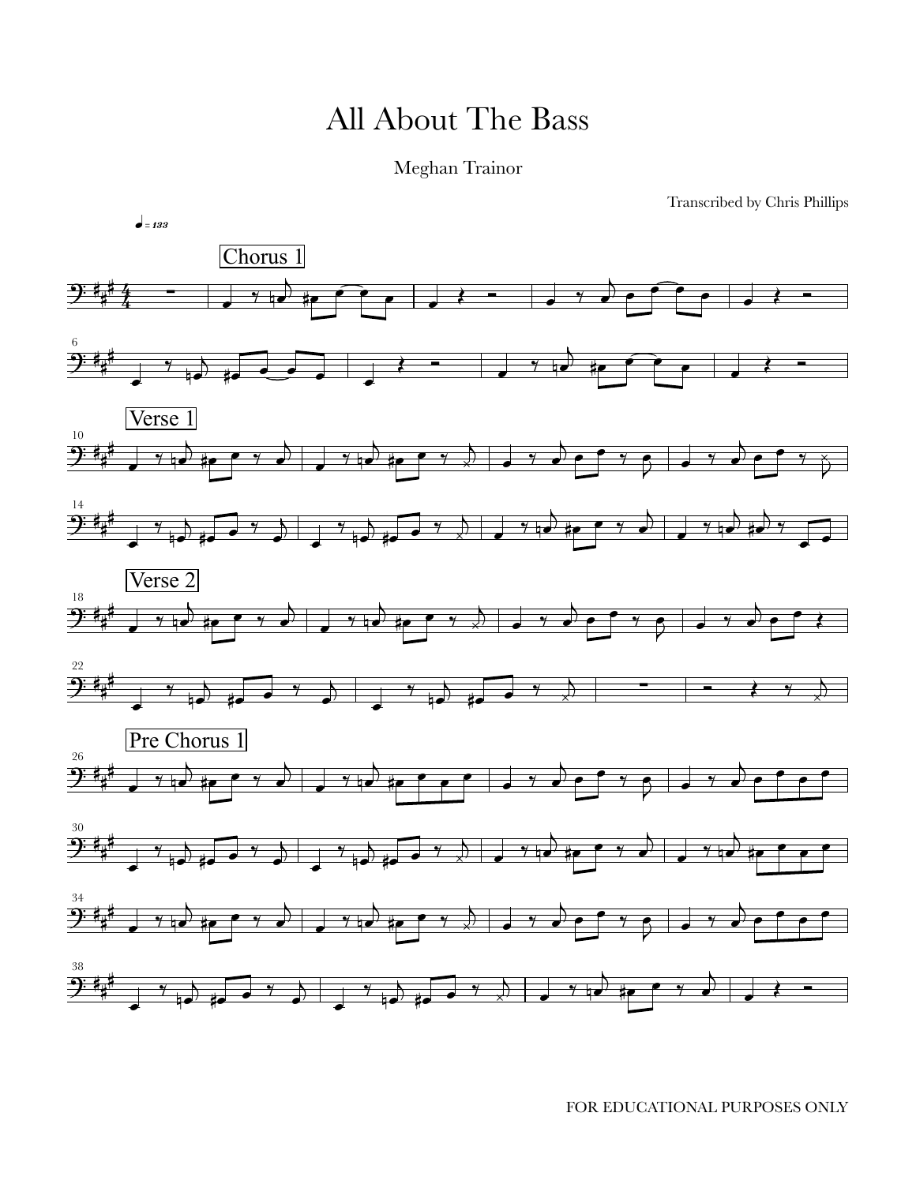# All About The Bass

Meghan Trainor

Transcribed by Chris Phillips

♩ = 133

Chorus 1

Verse 1

Verse 2

Pre Chorus 1

FOR EDUCATIONAL PURPOSES ONLY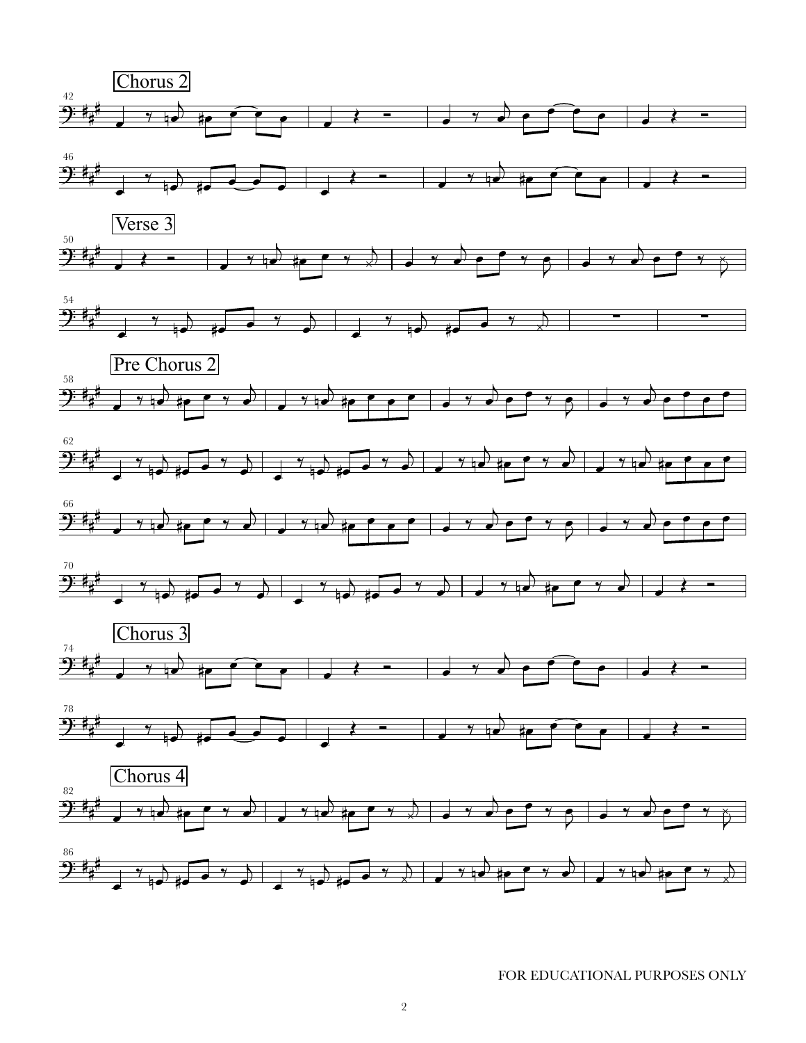Chorus 2

Verse 3

Pre Chorus 2

Chorus 3

Chorus 4

FOR EDUCATIONAL PURPOSES ONLY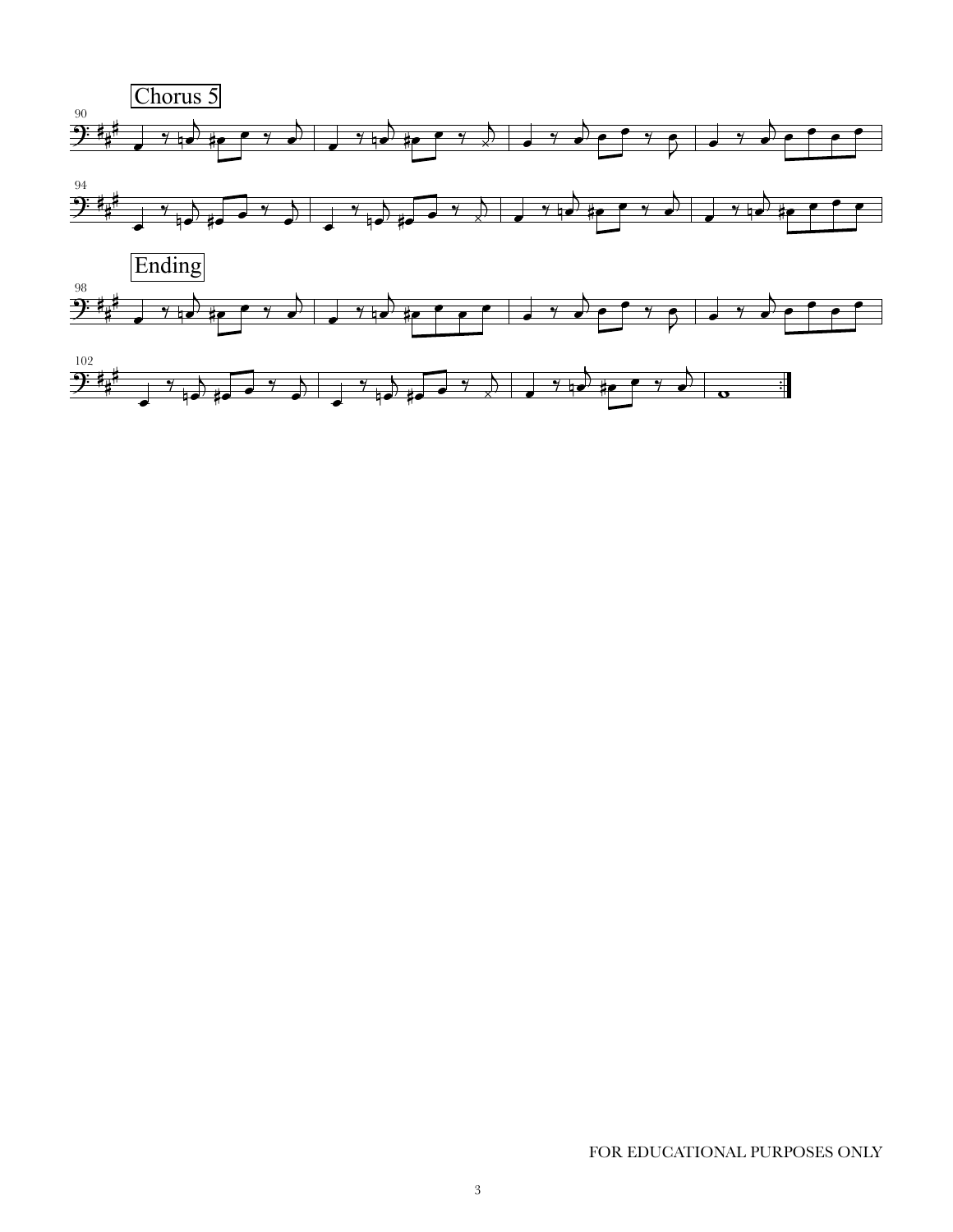Chorus 5

90

94

Ending

98

102

FOR EDUCATIONAL PURPOSES ONLY